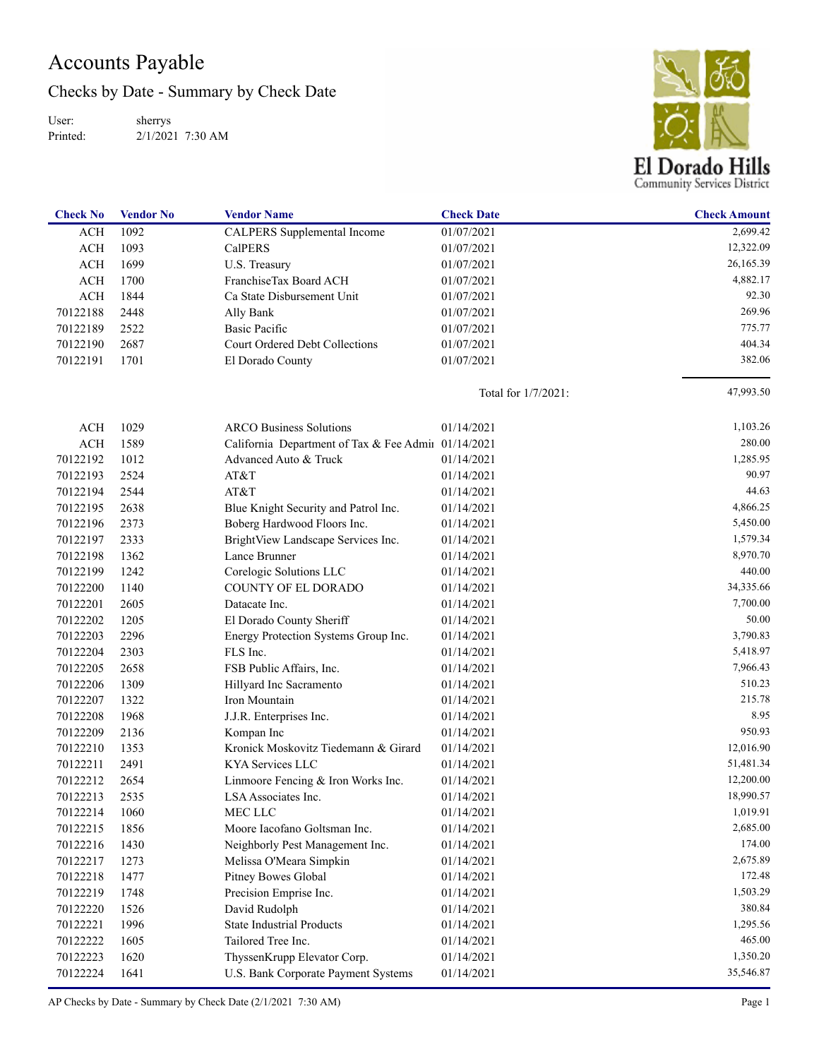# Accounts Payable

## Checks by Date - Summary by Check Date

User: sherrys
Printed: 2/1/2021 7:30 AM

El Dorado Hills
Community Services District

| Check No | Vendor No | Vendor Name | Check Date | Check Amount |
|---|---|---|---|---|
| ACH | 1092 | CALPERS Supplemental Income | 01/07/2021 | 2,699.42 |
| ACH | 1093 | CalPERS | 01/07/2021 | 12,322.09 |
| ACH | 1699 | U.S. Treasury | 01/07/2021 | 26,165.39 |
| ACH | 1700 | FranchiseTax Board ACH | 01/07/2021 | 4,882.17 |
| ACH | 1844 | Ca State Disbursement Unit | 01/07/2021 | 92.30 |
| 70122188 | 2448 | Ally Bank | 01/07/2021 | 269.96 |
| 70122189 | 2522 | Basic Pacific | 01/07/2021 | 775.77 |
| 70122190 | 2687 | Court Ordered Debt Collections | 01/07/2021 | 404.34 |
| 70122191 | 1701 | El Dorado County | 01/07/2021 | 382.06 |
| | | | Total for 1/7/2021: | 47,993.50 |
| ACH | 1029 | ARCO Business Solutions | 01/14/2021 | 1,103.26 |
| ACH | 1589 | California Department of Tax & Fee Admii | 01/14/2021 | 280.00 |
| 70122192 | 1012 | Advanced Auto & Truck | 01/14/2021 | 1,285.95 |
| 70122193 | 2524 | AT&T | 01/14/2021 | 90.97 |
| 70122194 | 2544 | AT&T | 01/14/2021 | 44.63 |
| 70122195 | 2638 | Blue Knight Security and Patrol Inc. | 01/14/2021 | 4,866.25 |
| 70122196 | 2373 | Boberg Hardwood Floors Inc. | 01/14/2021 | 5,450.00 |
| 70122197 | 2333 | BrightView Landscape Services Inc. | 01/14/2021 | 1,579.34 |
| 70122198 | 1362 | Lance Brunner | 01/14/2021 | 8,970.70 |
| 70122199 | 1242 | Corelogic Solutions LLC | 01/14/2021 | 440.00 |
| 70122200 | 1140 | COUNTY OF EL DORADO | 01/14/2021 | 34,335.66 |
| 70122201 | 2605 | Datacate Inc. | 01/14/2021 | 7,700.00 |
| 70122202 | 1205 | El Dorado County Sheriff | 01/14/2021 | 50.00 |
| 70122203 | 2296 | Energy Protection Systems Group Inc. | 01/14/2021 | 3,790.83 |
| 70122204 | 2303 | FLS Inc. | 01/14/2021 | 5,418.97 |
| 70122205 | 2658 | FSB Public Affairs, Inc. | 01/14/2021 | 7,966.43 |
| 70122206 | 1309 | Hillyard Inc Sacramento | 01/14/2021 | 510.23 |
| 70122207 | 1322 | Iron Mountain | 01/14/2021 | 215.78 |
| 70122208 | 1968 | J.J.R. Enterprises Inc. | 01/14/2021 | 8.95 |
| 70122209 | 2136 | Kompan Inc | 01/14/2021 | 950.93 |
| 70122210 | 1353 | Kronick Moskovitz Tiedemann & Girard | 01/14/2021 | 12,016.90 |
| 70122211 | 2491 | KYA Services LLC | 01/14/2021 | 51,481.34 |
| 70122212 | 2654 | Linmoore Fencing & Iron Works Inc. | 01/14/2021 | 12,200.00 |
| 70122213 | 2535 | LSA Associates Inc. | 01/14/2021 | 18,990.57 |
| 70122214 | 1060 | MEC LLC | 01/14/2021 | 1,019.91 |
| 70122215 | 1856 | Moore Iacofano Goltsman Inc. | 01/14/2021 | 2,685.00 |
| 70122216 | 1430 | Neighborly Pest Management Inc. | 01/14/2021 | 174.00 |
| 70122217 | 1273 | Melissa O'Meara Simpkin | 01/14/2021 | 2,675.89 |
| 70122218 | 1477 | Pitney Bowes Global | 01/14/2021 | 172.48 |
| 70122219 | 1748 | Precision Emprise Inc. | 01/14/2021 | 1,503.29 |
| 70122220 | 1526 | David Rudolph | 01/14/2021 | 380.84 |
| 70122221 | 1996 | State Industrial Products | 01/14/2021 | 1,295.56 |
| 70122222 | 1605 | Tailored Tree Inc. | 01/14/2021 | 465.00 |
| 70122223 | 1620 | ThyssenKrupp Elevator Corp. | 01/14/2021 | 1,350.20 |
| 70122224 | 1641 | U.S. Bank Corporate Payment Systems | 01/14/2021 | 35,546.87 |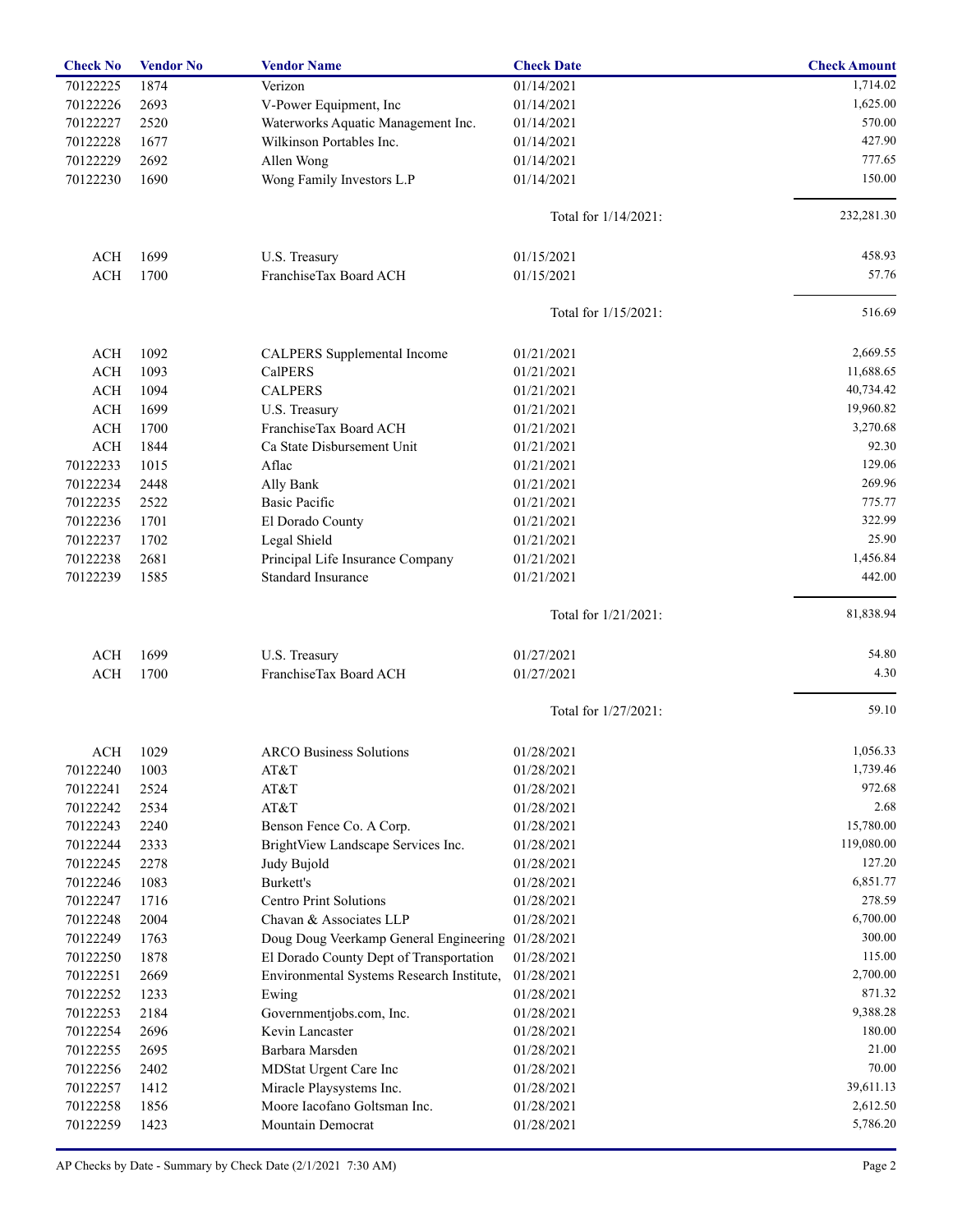| Check No | Vendor No | Vendor Name | Check Date | Check Amount |
|---|---|---|---|---|
| 70122225 | 1874 | Verizon | 01/14/2021 | 1,714.02 |
| 70122226 | 2693 | V-Power Equipment, Inc | 01/14/2021 | 1,625.00 |
| 70122227 | 2520 | Waterworks Aquatic Management Inc. | 01/14/2021 | 570.00 |
| 70122228 | 1677 | Wilkinson Portables Inc. | 01/14/2021 | 427.90 |
| 70122229 | 2692 | Allen Wong | 01/14/2021 | 777.65 |
| 70122230 | 1690 | Wong Family Investors L.P | 01/14/2021 | 150.00 |
| | | | Total for 1/14/2021: | 232,281.30 |
| ACH | 1699 | U.S. Treasury | 01/15/2021 | 458.93 |
| ACH | 1700 | FranchiseTax Board ACH | 01/15/2021 | 57.76 |
| | | | Total for 1/15/2021: | 516.69 |
| ACH | 1092 | CALPERS Supplemental Income | 01/21/2021 | 2,669.55 |
| ACH | 1093 | CalPERS | 01/21/2021 | 11,688.65 |
| ACH | 1094 | CALPERS | 01/21/2021 | 40,734.42 |
| ACH | 1699 | U.S. Treasury | 01/21/2021 | 19,960.82 |
| ACH | 1700 | FranchiseTax Board ACH | 01/21/2021 | 3,270.68 |
| ACH | 1844 | Ca State Disbursement Unit | 01/21/2021 | 92.30 |
| 70122233 | 1015 | Aflac | 01/21/2021 | 129.06 |
| 70122234 | 2448 | Ally Bank | 01/21/2021 | 269.96 |
| 70122235 | 2522 | Basic Pacific | 01/21/2021 | 775.77 |
| 70122236 | 1701 | El Dorado County | 01/21/2021 | 322.99 |
| 70122237 | 1702 | Legal Shield | 01/21/2021 | 25.90 |
| 70122238 | 2681 | Principal Life Insurance Company | 01/21/2021 | 1,456.84 |
| 70122239 | 1585 | Standard Insurance | 01/21/2021 | 442.00 |
| | | | Total for 1/21/2021: | 81,838.94 |
| ACH | 1699 | U.S. Treasury | 01/27/2021 | 54.80 |
| ACH | 1700 | FranchiseTax Board ACH | 01/27/2021 | 4.30 |
| | | | Total for 1/27/2021: | 59.10 |
| ACH | 1029 | ARCO Business Solutions | 01/28/2021 | 1,056.33 |
| 70122240 | 1003 | AT&T | 01/28/2021 | 1,739.46 |
| 70122241 | 2524 | AT&T | 01/28/2021 | 972.68 |
| 70122242 | 2534 | AT&T | 01/28/2021 | 2.68 |
| 70122243 | 2240 | Benson Fence Co. A Corp. | 01/28/2021 | 15,780.00 |
| 70122244 | 2333 | BrightView Landscape Services Inc. | 01/28/2021 | 119,080.00 |
| 70122245 | 2278 | Judy Bujold | 01/28/2021 | 127.20 |
| 70122246 | 1083 | Burkett's | 01/28/2021 | 6,851.77 |
| 70122247 | 1716 | Centro Print Solutions | 01/28/2021 | 278.59 |
| 70122248 | 2004 | Chavan & Associates LLP | 01/28/2021 | 6,700.00 |
| 70122249 | 1763 | Doug Doug Veerkamp General Engineering | 01/28/2021 | 300.00 |
| 70122250 | 1878 | El Dorado County Dept of Transportation | 01/28/2021 | 115.00 |
| 70122251 | 2669 | Environmental Systems Research Institute, | 01/28/2021 | 2,700.00 |
| 70122252 | 1233 | Ewing | 01/28/2021 | 871.32 |
| 70122253 | 2184 | Governmentjobs.com, Inc. | 01/28/2021 | 9,388.28 |
| 70122254 | 2696 | Kevin Lancaster | 01/28/2021 | 180.00 |
| 70122255 | 2695 | Barbara Marsden | 01/28/2021 | 21.00 |
| 70122256 | 2402 | MDStat Urgent Care Inc | 01/28/2021 | 70.00 |
| 70122257 | 1412 | Miracle Playsystems Inc. | 01/28/2021 | 39,611.13 |
| 70122258 | 1856 | Moore Iacofano Goltsman Inc. | 01/28/2021 | 2,612.50 |
| 70122259 | 1423 | Mountain Democrat | 01/28/2021 | 5,786.20 |

AP Checks by Date - Summary by Check Date (2/1/2021 7:30 AM)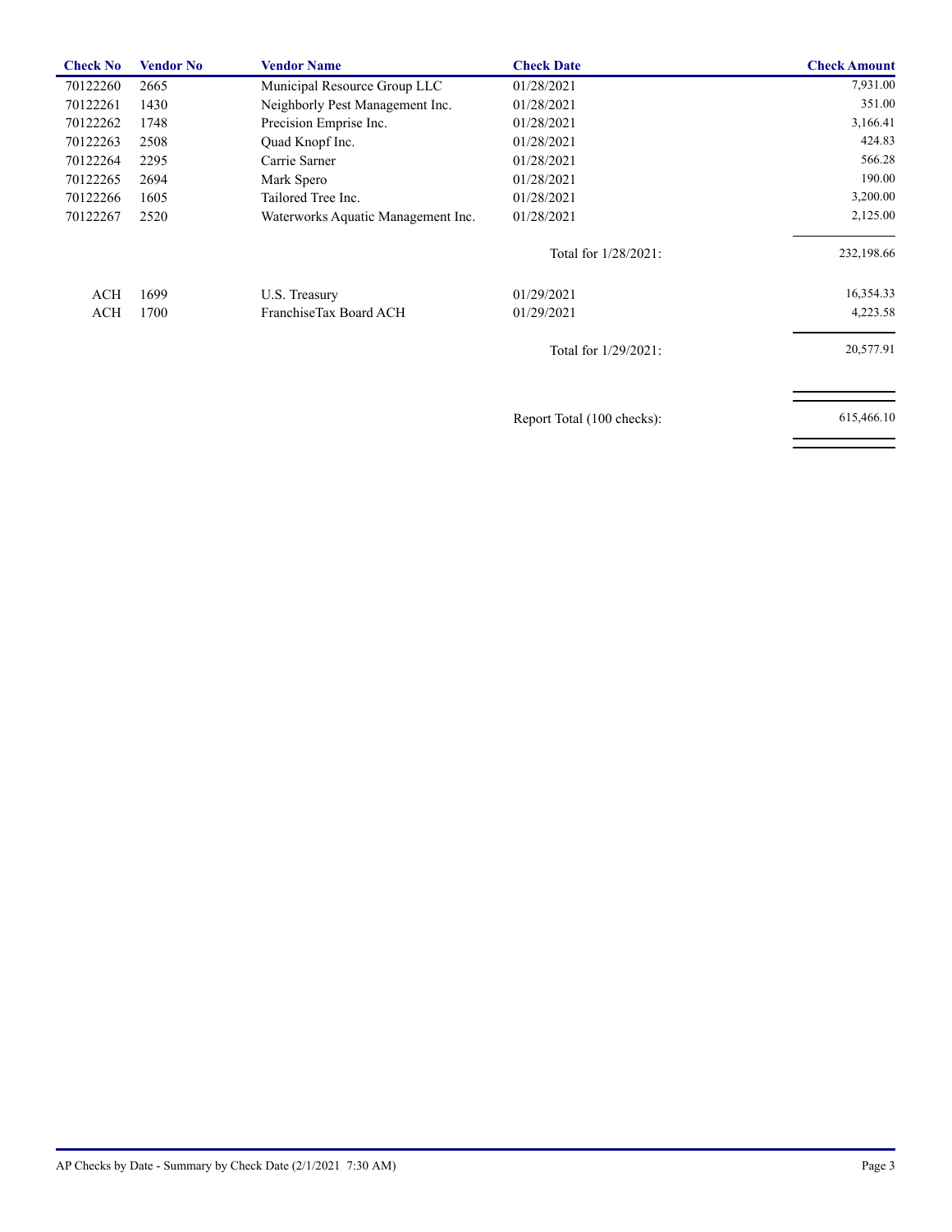| Check No | Vendor No | Vendor Name | Check Date | Check Amount |
|---|---|---|---|---|
| 70122260 | 2665 | Municipal Resource Group LLC | 01/28/2021 | 7,931.00 |
| 70122261 | 1430 | Neighborly Pest Management Inc. | 01/28/2021 | 351.00 |
| 70122262 | 1748 | Precision Emprise Inc. | 01/28/2021 | 3,166.41 |
| 70122263 | 2508 | Quad Knopf Inc. | 01/28/2021 | 424.83 |
| 70122264 | 2295 | Carrie Sarner | 01/28/2021 | 566.28 |
| 70122265 | 2694 | Mark Spero | 01/28/2021 | 190.00 |
| 70122266 | 1605 | Tailored Tree Inc. | 01/28/2021 | 3,200.00 |
| 70122267 | 2520 | Waterworks Aquatic Management Inc. | 01/28/2021 | 2,125.00 |
| | | | Total for 1/28/2021: | 232,198.66 |
| ACH | 1699 | U.S. Treasury | 01/29/2021 | 16,354.33 |
| ACH | 1700 | FranchiseTax Board ACH | 01/29/2021 | 4,223.58 |
| | | | Total for 1/29/2021: | 20,577.91 |
| | | | Report Total (100 checks): | 615,466.10 |

AP Checks by Date - Summary by Check Date (2/1/2021 7:30 AM)